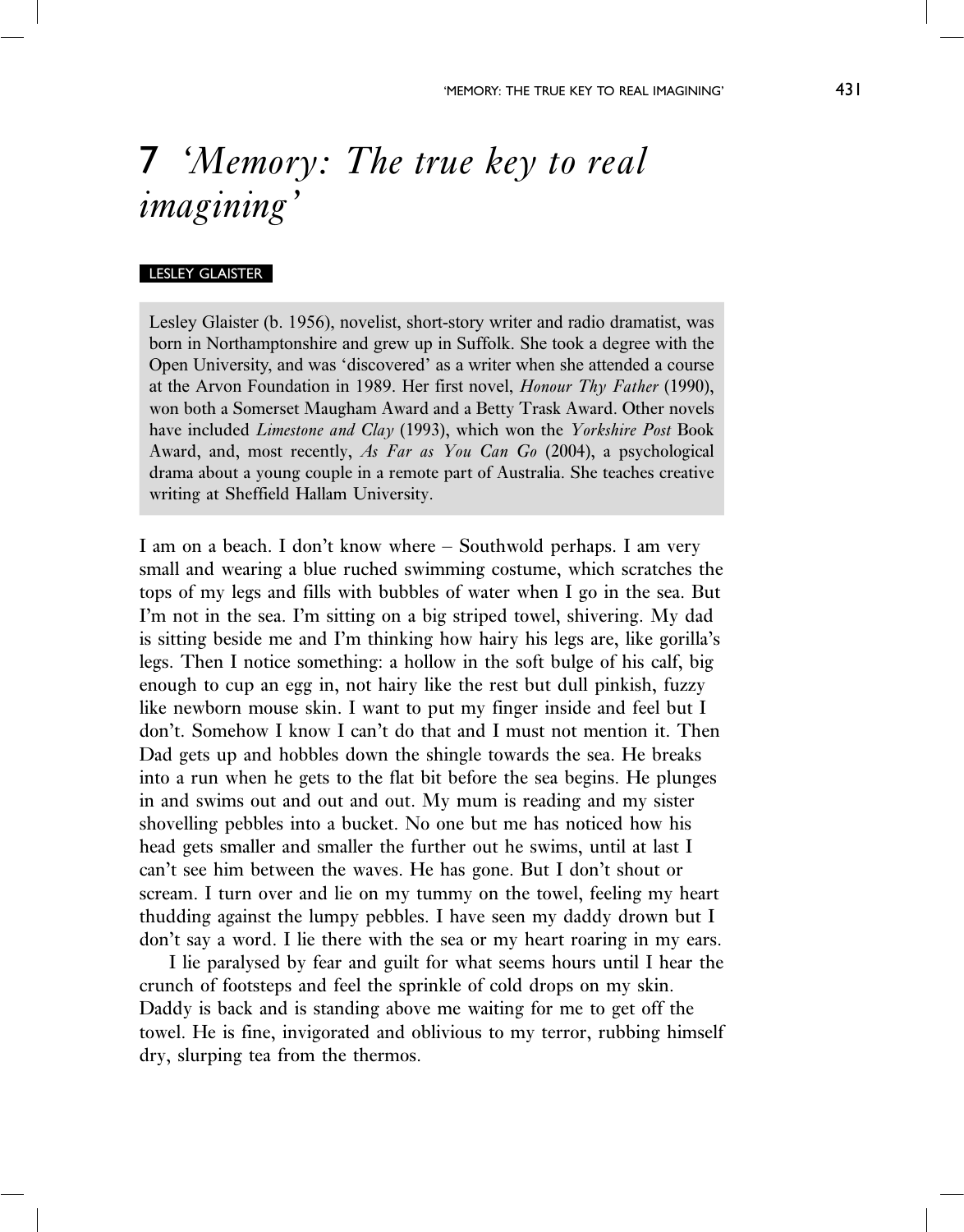# 7 *'Memory: The true key to real imagining'*

LESLEY GLAISTER

Lesley Glaister (b. 1956), novelist, short-story writer and radio dramatist, was born in Northamptonshire and grew up in Suffolk. She took a degree with the Open University, and was 'discovered' as a writer when she attended a course at the Arvon Foundation in 1989. Her first novel, *Honour Thy Father* (1990), won both a Somerset Maugham Award and a Betty Trask Award. Other novels have included *Limestone and Clay* (1993), which won the *Yorkshire Post* Book Award, and, most recently, *As Far as You Can Go* (2004), a psychological drama about a young couple in a remote part of Australia. She teaches creative writing at Sheffield Hallam University.

I am on a beach. I don't know where – Southwold perhaps. I am very small and wearing a blue ruched swimming costume, which scratches the tops of my legs and fills with bubbles of water when I go in the sea. But I'm not in the sea. I'm sitting on a big striped towel, shivering. My dad is sitting beside me and I'm thinking how hairy his legs are, like gorilla's legs. Then I notice something: a hollow in the soft bulge of his calf, big enough to cup an egg in, not hairy like the rest but dull pinkish, fuzzy like newborn mouse skin. I want to put my finger inside and feel but I don't. Somehow I know I can't do that and I must not mention it. Then Dad gets up and hobbles down the shingle towards the sea. He breaks into a run when he gets to the flat bit before the sea begins. He plunges in and swims out and out and out. My mum is reading and my sister shovelling pebbles into a bucket. No one but me has noticed how his head gets smaller and smaller the further out he swims, until at last I can't see him between the waves. He has gone. But I don't shout or scream. I turn over and lie on my tummy on the towel, feeling my heart thudding against the lumpy pebbles. I have seen my daddy drown but I don't say a word. I lie there with the sea or my heart roaring in my ears.

I lie paralysed by fear and guilt for what seems hours until I hear the crunch of footsteps and feel the sprinkle of cold drops on my skin. Daddy is back and is standing above me waiting for me to get off the towel. He is fine, invigorated and oblivious to my terror, rubbing himself dry, slurping tea from the thermos.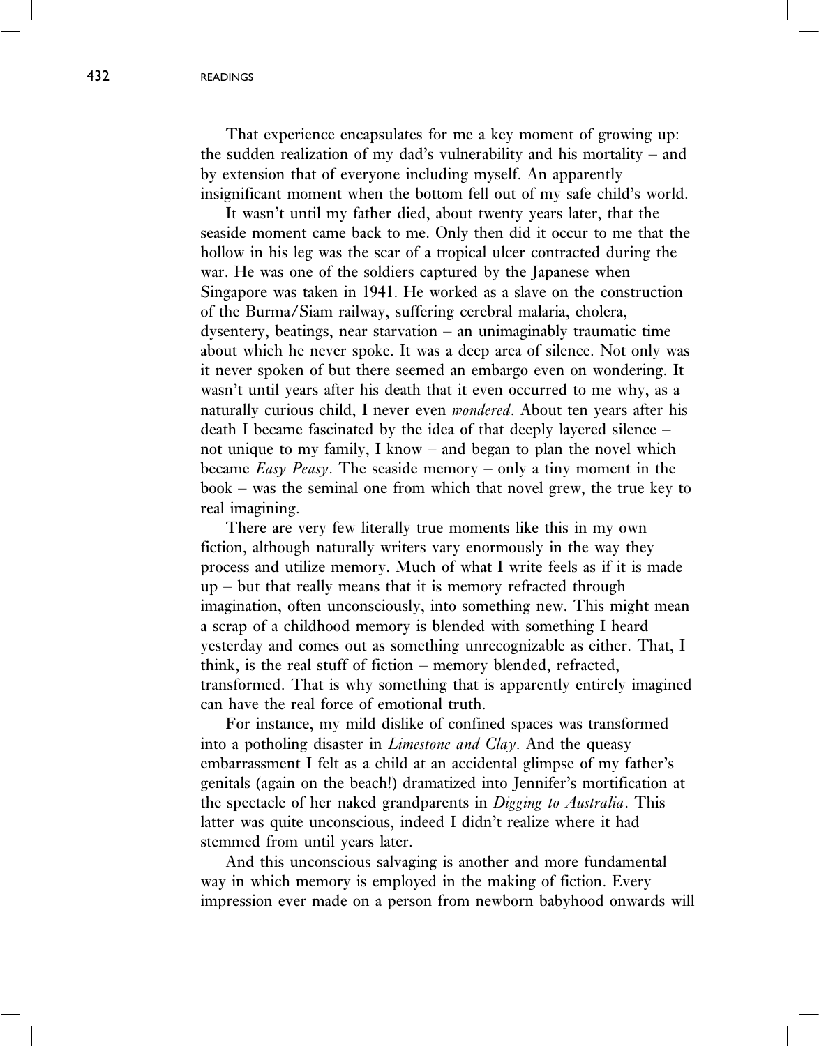That experience encapsulates for me a key moment of growing up: the sudden realization of my dad's vulnerability and his mortality – and by extension that of everyone including myself. An apparently insignificant moment when the bottom fell out of my safe child's world.

It wasn't until my father died, about twenty years later, that the seaside moment came back to me. Only then did it occur to me that the hollow in his leg was the scar of a tropical ulcer contracted during the war. He was one of the soldiers captured by the Japanese when Singapore was taken in 1941. He worked as a slave on the construction of the Burma/Siam railway, suffering cerebral malaria, cholera, dysentery, beatings, near starvation – an unimaginably traumatic time about which he never spoke. It was a deep area of silence. Not only was it never spoken of but there seemed an embargo even on wondering. It wasn't until years after his death that it even occurred to me why, as a naturally curious child, I never even *wondered*. About ten years after his death I became fascinated by the idea of that deeply layered silence – not unique to my family, I know – and began to plan the novel which became *Easy Peasy*. The seaside memory – only a tiny moment in the book – was the seminal one from which that novel grew, the true key to real imagining.

There are very few literally true moments like this in my own fiction, although naturally writers vary enormously in the way they process and utilize memory. Much of what I write feels as if it is made up – but that really means that it is memory refracted through imagination, often unconsciously, into something new. This might mean a scrap of a childhood memory is blended with something I heard yesterday and comes out as something unrecognizable as either. That, I think, is the real stuff of fiction – memory blended, refracted, transformed. That is why something that is apparently entirely imagined can have the real force of emotional truth.

For instance, my mild dislike of confined spaces was transformed into a potholing disaster in *Limestone and Clay*. And the queasy embarrassment I felt as a child at an accidental glimpse of my father's genitals (again on the beach!) dramatized into Jennifer's mortification at the spectacle of her naked grandparents in *Digging to Australia*. This latter was quite unconscious, indeed I didn't realize where it had stemmed from until years later.

And this unconscious salvaging is another and more fundamental way in which memory is employed in the making of fiction. Every impression ever made on a person from newborn babyhood onwards will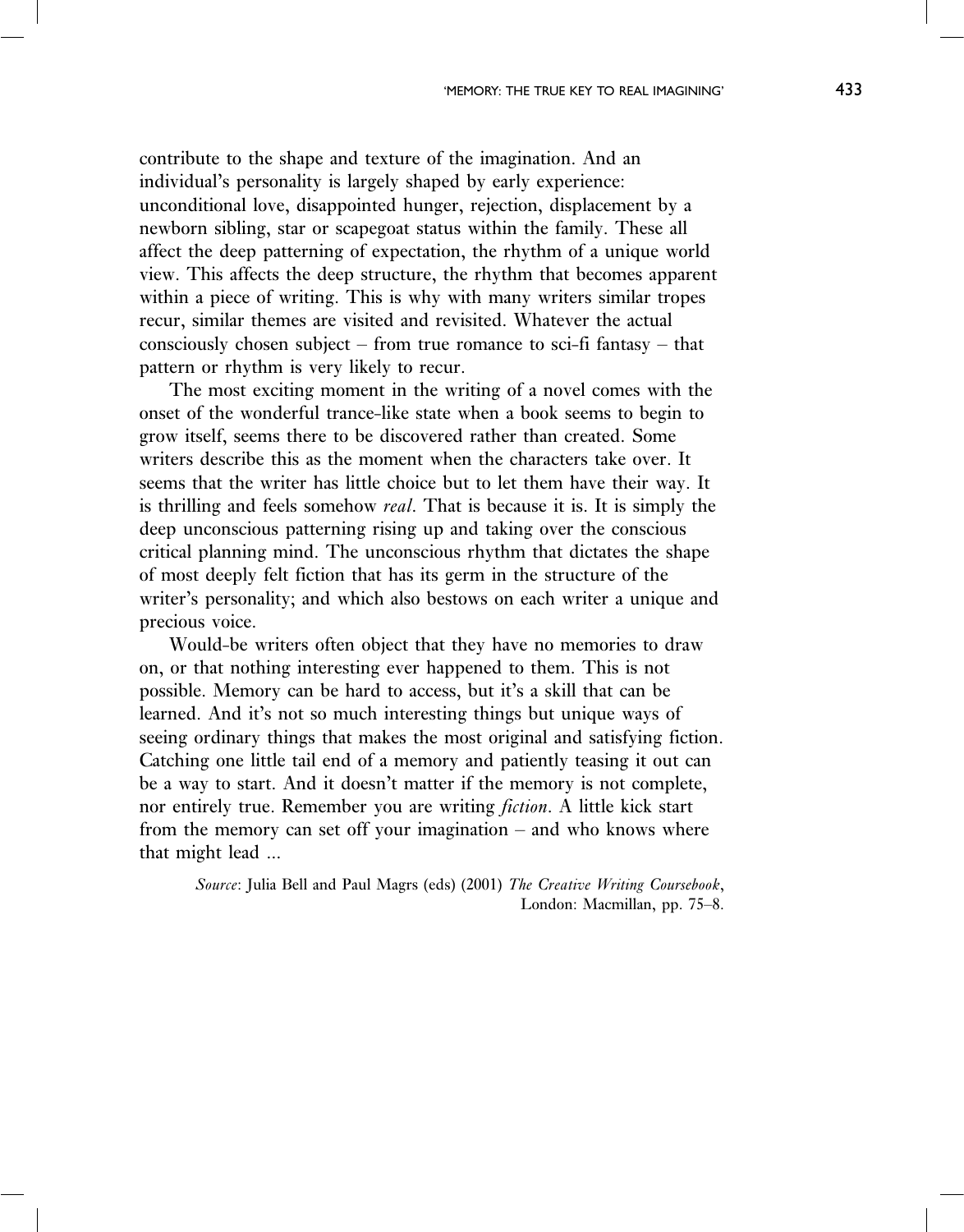contribute to the shape and texture of the imagination. And an individual's personality is largely shaped by early experience: unconditional love, disappointed hunger, rejection, displacement by a newborn sibling, star or scapegoat status within the family. These all affect the deep patterning of expectation, the rhythm of a unique world view. This affects the deep structure, the rhythm that becomes apparent within a piece of writing. This is why with many writers similar tropes recur, similar themes are visited and revisited. Whatever the actual consciously chosen subject – from true romance to sci-fi fantasy – that pattern or rhythm is very likely to recur.

The most exciting moment in the writing of a novel comes with the onset of the wonderful trance-like state when a book seems to begin to grow itself, seems there to be discovered rather than created. Some writers describe this as the moment when the characters take over. It seems that the writer has little choice but to let them have their way. It is thrilling and feels somehow *real*. That is because it is. It is simply the deep unconscious patterning rising up and taking over the conscious critical planning mind. The unconscious rhythm that dictates the shape of most deeply felt fiction that has its germ in the structure of the writer's personality; and which also bestows on each writer a unique and precious voice.

Would-be writers often object that they have no memories to draw on, or that nothing interesting ever happened to them. This is not possible. Memory can be hard to access, but it's a skill that can be learned. And it's not so much interesting things but unique ways of seeing ordinary things that makes the most original and satisfying fiction. Catching one little tail end of a memory and patiently teasing it out can be a way to start. And it doesn't matter if the memory is not complete, nor entirely true. Remember you are writing *fiction*. A little kick start from the memory can set off your imagination – and who knows where that might lead ...

*Source*: Julia Bell and Paul Magrs (eds) (2001) *The Creative Writing Coursebook*, London: Macmillan, pp. 75–8.